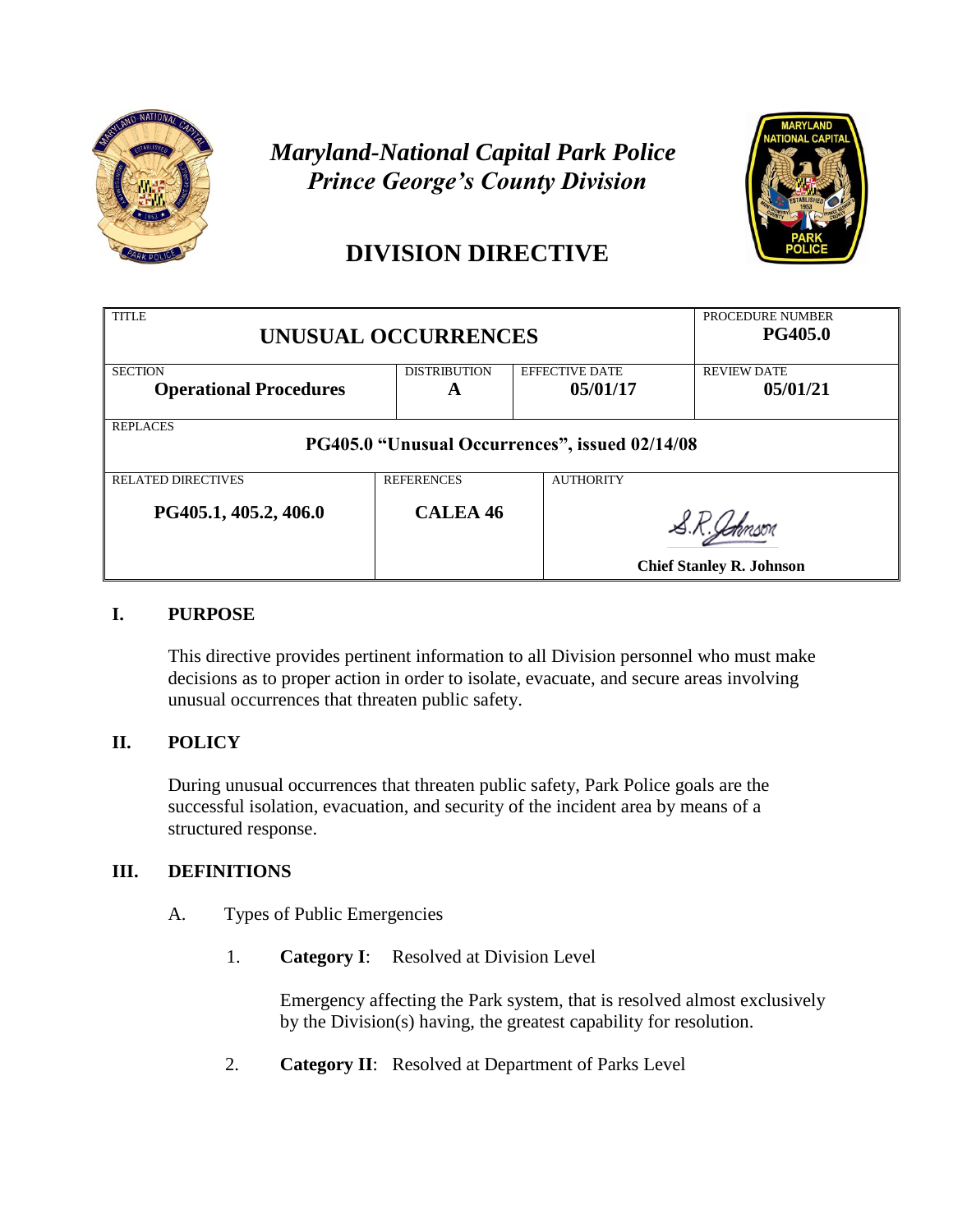*Maryland-National Capital Park Police*
*Prince George's County Division*

# DIVISION DIRECTIVE

| TITLE | | | PROCEDURE NUMBER |
|---|---|---|---|
| **UNUSUAL OCCURRENCES** | | | **PG405.0** |
| SECTION **Operational Procedures** | DISTRIBUTION **A** | EFFECTIVE DATE **05/01/17** | REVIEW DATE **05/01/21** |
| REPLACES **PG405.0 "Unusual Occurrences", issued 02/14/08** | | | |
| RELATED DIRECTIVES **PG405.1, 405.2, 406.0** | REFERENCES **CALEA 46** | AUTHORITY S.R. Johnson **Chief Stanley R. Johnson** | |

## I. PURPOSE

This directive provides pertinent information to all Division personnel who must make decisions as to proper action in order to isolate, evacuate, and secure areas involving unusual occurrences that threaten public safety.

## II. POLICY

During unusual occurrences that threaten public safety, Park Police goals are the successful isolation, evacuation, and security of the incident area by means of a structured response.

## III. DEFINITIONS

A. Types of Public Emergencies

1. **Category I**: Resolved at Division Level

   Emergency affecting the Park system, that is resolved almost exclusively by the Division(s) having, the greatest capability for resolution.

2. **Category II**: Resolved at Department of Parks Level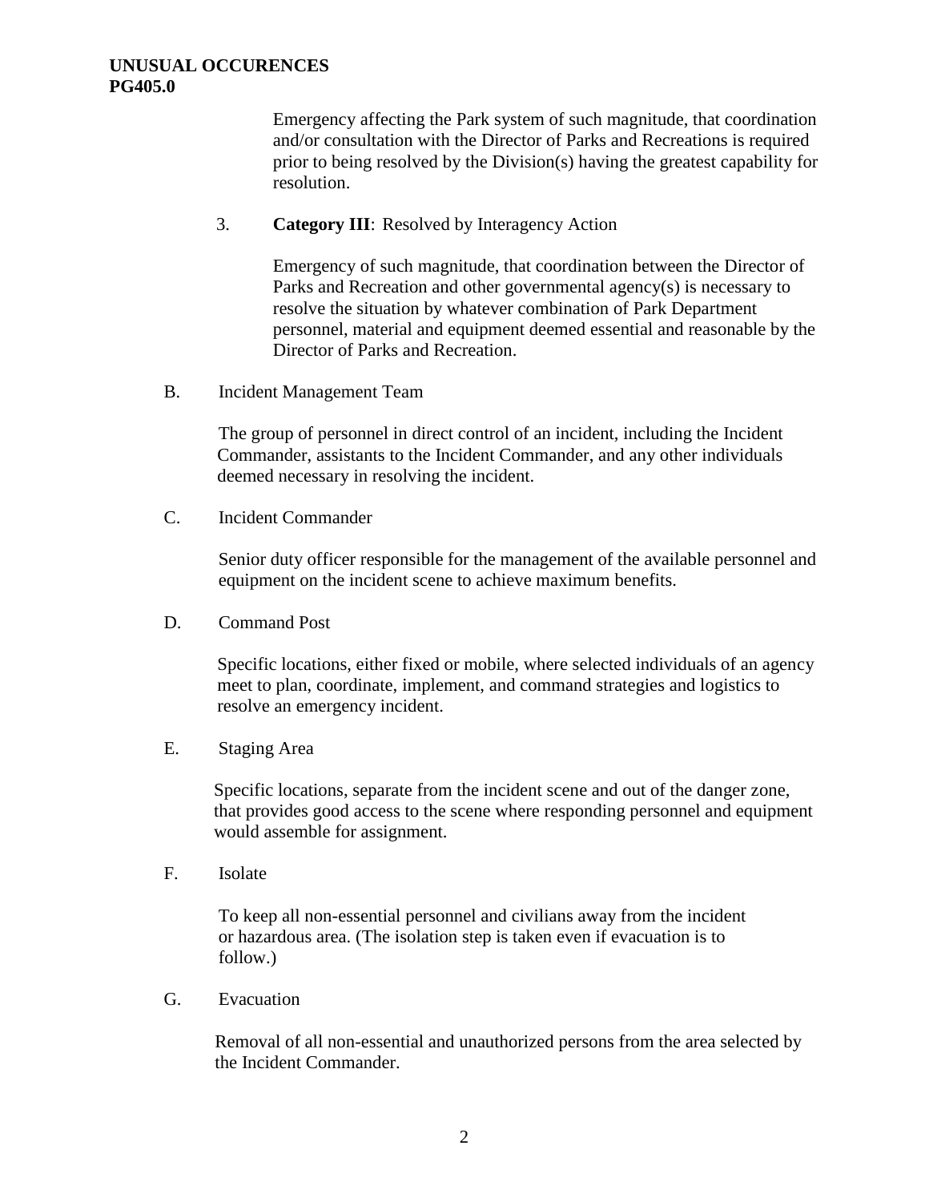Emergency affecting the Park system of such magnitude, that coordination and/or consultation with the Director of Parks and Recreations is required prior to being resolved by the Division(s) having the greatest capability for resolution.

3. **Category III**: Resolved by Interagency Action

   Emergency of such magnitude, that coordination between the Director of Parks and Recreation and other governmental agency(s) is necessary to resolve the situation by whatever combination of Park Department personnel, material and equipment deemed essential and reasonable by the Director of Parks and Recreation.

B. Incident Management Team

   The group of personnel in direct control of an incident, including the Incident Commander, assistants to the Incident Commander, and any other individuals deemed necessary in resolving the incident.

C. Incident Commander

   Senior duty officer responsible for the management of the available personnel and equipment on the incident scene to achieve maximum benefits.

D. Command Post

   Specific locations, either fixed or mobile, where selected individuals of an agency meet to plan, coordinate, implement, and command strategies and logistics to resolve an emergency incident.

E. Staging Area

   Specific locations, separate from the incident scene and out of the danger zone, that provides good access to the scene where responding personnel and equipment would assemble for assignment.

F. Isolate

   To keep all non-essential personnel and civilians away from the incident or hazardous area. (The isolation step is taken even if evacuation is to follow.)

G. Evacuation

   Removal of all non-essential and unauthorized persons from the area selected by the Incident Commander.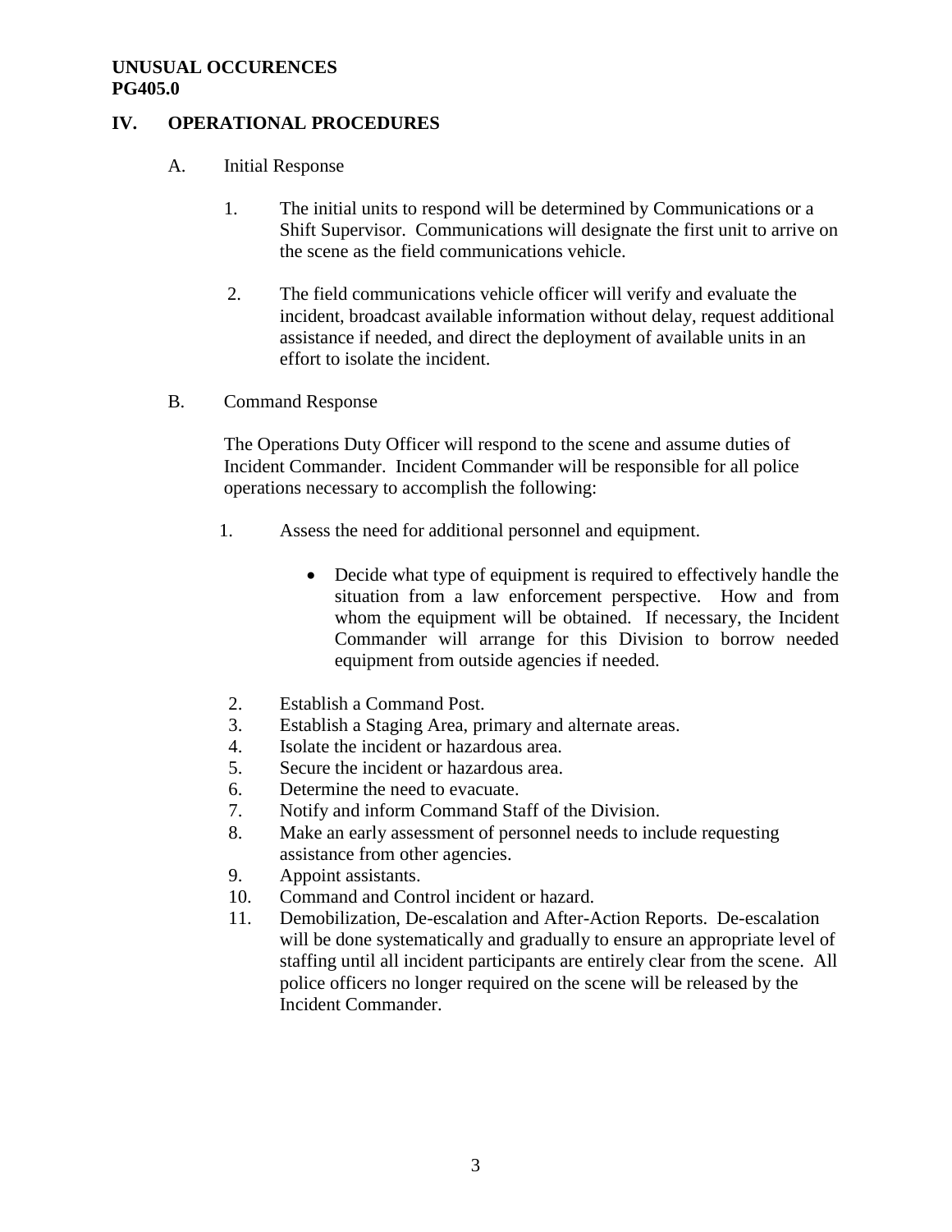## IV. OPERATIONAL PROCEDURES

A. Initial Response

1. The initial units to respond will be determined by Communications or a Shift Supervisor. Communications will designate the first unit to arrive on the scene as the field communications vehicle.

2. The field communications vehicle officer will verify and evaluate the incident, broadcast available information without delay, request additional assistance if needed, and direct the deployment of available units in an effort to isolate the incident.

B. Command Response

The Operations Duty Officer will respond to the scene and assume duties of Incident Commander. Incident Commander will be responsible for all police operations necessary to accomplish the following:

1. Assess the need for additional personnel and equipment.
   - Decide what type of equipment is required to effectively handle the situation from a law enforcement perspective. How and from whom the equipment will be obtained. If necessary, the Incident Commander will arrange for this Division to borrow needed equipment from outside agencies if needed.
2. Establish a Command Post.
3. Establish a Staging Area, primary and alternate areas.
4. Isolate the incident or hazardous area.
5. Secure the incident or hazardous area.
6. Determine the need to evacuate.
7. Notify and inform Command Staff of the Division.
8. Make an early assessment of personnel needs to include requesting assistance from other agencies.
9. Appoint assistants.
10. Command and Control incident or hazard.
11. Demobilization, De-escalation and After-Action Reports. De-escalation will be done systematically and gradually to ensure an appropriate level of staffing until all incident participants are entirely clear from the scene. All police officers no longer required on the scene will be released by the Incident Commander.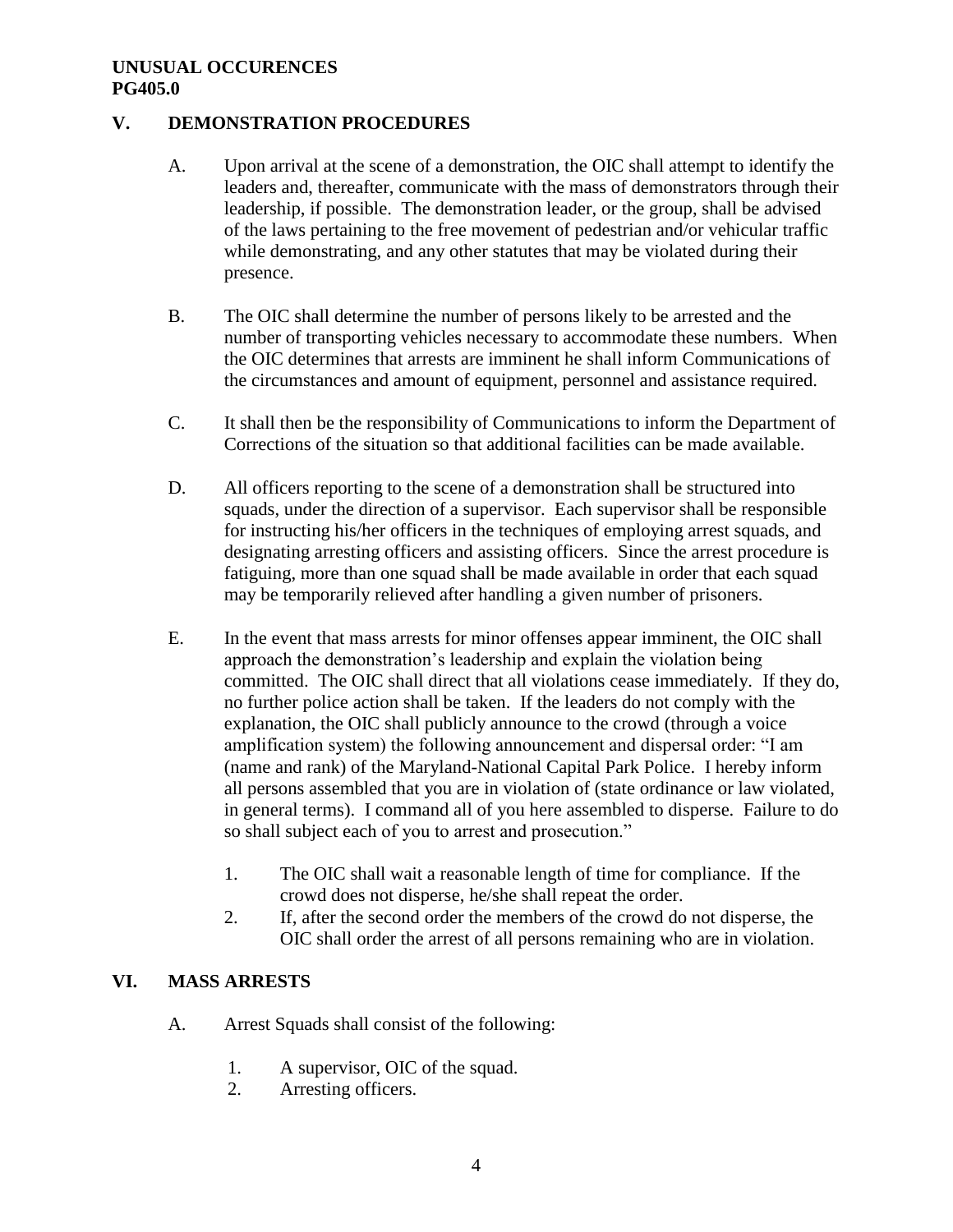## V. DEMONSTRATION PROCEDURES

A. Upon arrival at the scene of a demonstration, the OIC shall attempt to identify the leaders and, thereafter, communicate with the mass of demonstrators through their leadership, if possible. The demonstration leader, or the group, shall be advised of the laws pertaining to the free movement of pedestrian and/or vehicular traffic while demonstrating, and any other statutes that may be violated during their presence.

B. The OIC shall determine the number of persons likely to be arrested and the number of transporting vehicles necessary to accommodate these numbers. When the OIC determines that arrests are imminent he shall inform Communications of the circumstances and amount of equipment, personnel and assistance required.

C. It shall then be the responsibility of Communications to inform the Department of Corrections of the situation so that additional facilities can be made available.

D. All officers reporting to the scene of a demonstration shall be structured into squads, under the direction of a supervisor. Each supervisor shall be responsible for instructing his/her officers in the techniques of employing arrest squads, and designating arresting officers and assisting officers. Since the arrest procedure is fatiguing, more than one squad shall be made available in order that each squad may be temporarily relieved after handling a given number of prisoners.

E. In the event that mass arrests for minor offenses appear imminent, the OIC shall approach the demonstration's leadership and explain the violation being committed. The OIC shall direct that all violations cease immediately. If they do, no further police action shall be taken. If the leaders do not comply with the explanation, the OIC shall publicly announce to the crowd (through a voice amplification system) the following announcement and dispersal order: "I am (name and rank) of the Maryland-National Capital Park Police. I hereby inform all persons assembled that you are in violation of (state ordinance or law violated, in general terms). I command all of you here assembled to disperse. Failure to do so shall subject each of you to arrest and prosecution."

   1. The OIC shall wait a reasonable length of time for compliance. If the crowd does not disperse, he/she shall repeat the order.
   2. If, after the second order the members of the crowd do not disperse, the OIC shall order the arrest of all persons remaining who are in violation.

## VI. MASS ARRESTS

A. Arrest Squads shall consist of the following:

   1. A supervisor, OIC of the squad.
   2. Arresting officers.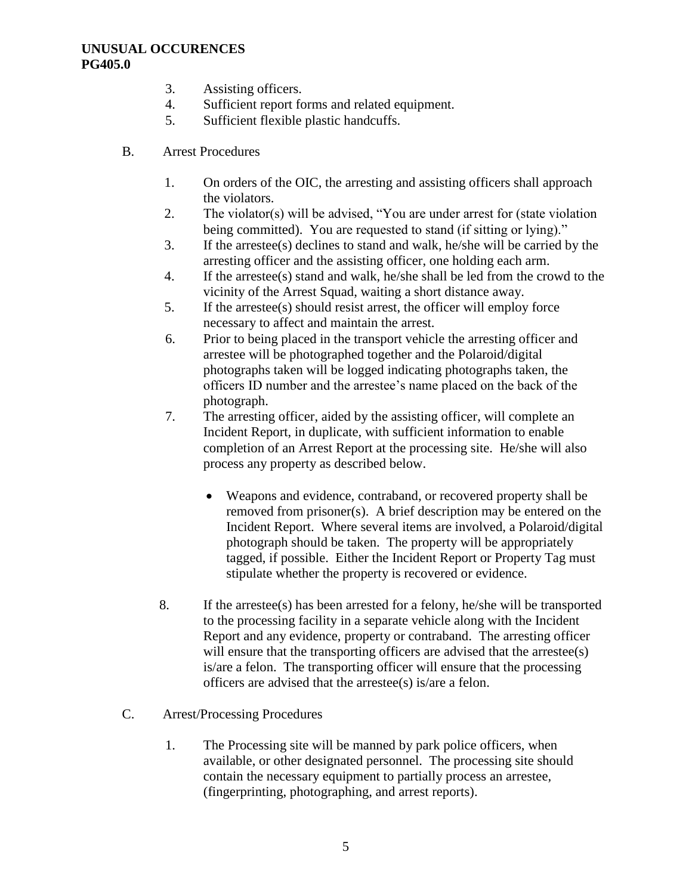3. Assisting officers.
4. Sufficient report forms and related equipment.
5. Sufficient flexible plastic handcuffs.

B. Arrest Procedures

1. On orders of the OIC, the arresting and assisting officers shall approach the violators.
2. The violator(s) will be advised, "You are under arrest for (state violation being committed). You are requested to stand (if sitting or lying)."
3. If the arrestee(s) declines to stand and walk, he/she will be carried by the arresting officer and the assisting officer, one holding each arm.
4. If the arrestee(s) stand and walk, he/she shall be led from the crowd to the vicinity of the Arrest Squad, waiting a short distance away.
5. If the arrestee(s) should resist arrest, the officer will employ force necessary to affect and maintain the arrest.
6. Prior to being placed in the transport vehicle the arresting officer and arrestee will be photographed together and the Polaroid/digital photographs taken will be logged indicating photographs taken, the officers ID number and the arrestee's name placed on the back of the photograph.
7. The arresting officer, aided by the assisting officer, will complete an Incident Report, in duplicate, with sufficient information to enable completion of an Arrest Report at the processing site. He/she will also process any property as described below.

   - Weapons and evidence, contraband, or recovered property shall be removed from prisoner(s). A brief description may be entered on the Incident Report. Where several items are involved, a Polaroid/digital photograph should be taken. The property will be appropriately tagged, if possible. Either the Incident Report or Property Tag must stipulate whether the property is recovered or evidence.

8. If the arrestee(s) has been arrested for a felony, he/she will be transported to the processing facility in a separate vehicle along with the Incident Report and any evidence, property or contraband. The arresting officer will ensure that the transporting officers are advised that the arrestee(s) is/are a felon. The transporting officer will ensure that the processing officers are advised that the arrestee(s) is/are a felon.

C. Arrest/Processing Procedures

1. The Processing site will be manned by park police officers, when available, or other designated personnel. The processing site should contain the necessary equipment to partially process an arrestee, (fingerprinting, photographing, and arrest reports).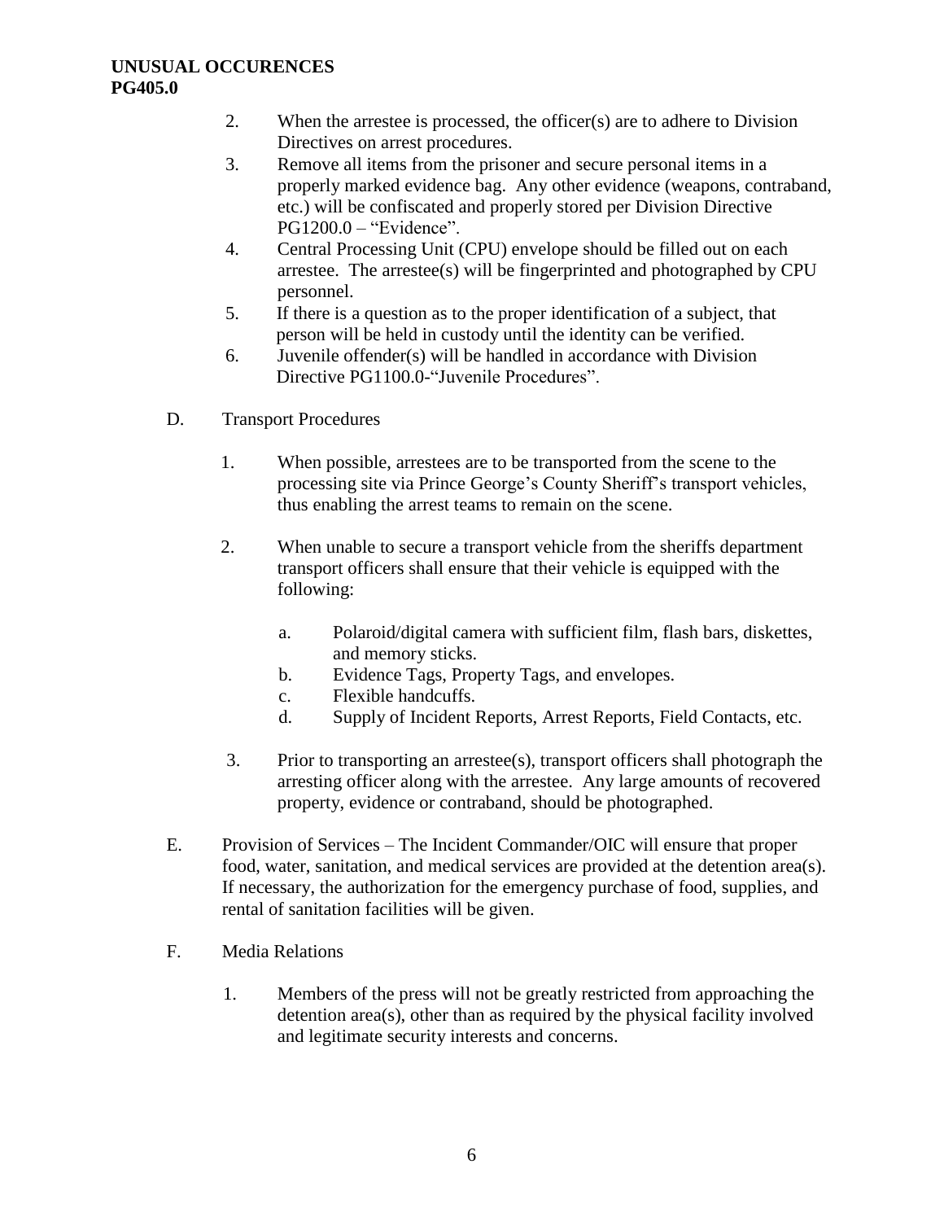2. When the arrestee is processed, the officer(s) are to adhere to Division Directives on arrest procedures.
3. Remove all items from the prisoner and secure personal items in a properly marked evidence bag. Any other evidence (weapons, contraband, etc.) will be confiscated and properly stored per Division Directive PG1200.0 – "Evidence".
4. Central Processing Unit (CPU) envelope should be filled out on each arrestee. The arrestee(s) will be fingerprinted and photographed by CPU personnel.
5. If there is a question as to the proper identification of a subject, that person will be held in custody until the identity can be verified.
6. Juvenile offender(s) will be handled in accordance with Division Directive PG1100.0-"Juvenile Procedures".

D. Transport Procedures

1. When possible, arrestees are to be transported from the scene to the processing site via Prince George's County Sheriff's transport vehicles, thus enabling the arrest teams to remain on the scene.

2. When unable to secure a transport vehicle from the sheriffs department transport officers shall ensure that their vehicle is equipped with the following:

   a. Polaroid/digital camera with sufficient film, flash bars, diskettes, and memory sticks.
   b. Evidence Tags, Property Tags, and envelopes.
   c. Flexible handcuffs.
   d. Supply of Incident Reports, Arrest Reports, Field Contacts, etc.

3. Prior to transporting an arrestee(s), transport officers shall photograph the arresting officer along with the arrestee. Any large amounts of recovered property, evidence or contraband, should be photographed.

E. Provision of Services – The Incident Commander/OIC will ensure that proper food, water, sanitation, and medical services are provided at the detention area(s). If necessary, the authorization for the emergency purchase of food, supplies, and rental of sanitation facilities will be given.

F. Media Relations

1. Members of the press will not be greatly restricted from approaching the detention area(s), other than as required by the physical facility involved and legitimate security interests and concerns.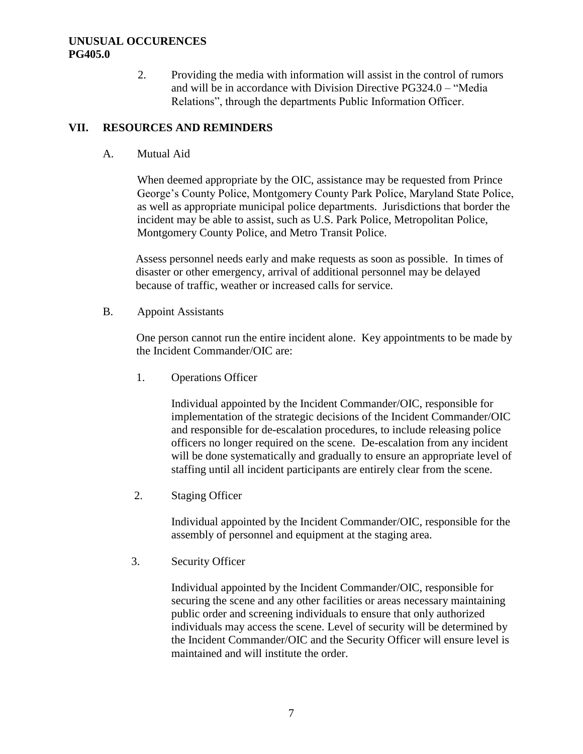2. Providing the media with information will assist in the control of rumors and will be in accordance with Division Directive PG324.0 – "Media Relations", through the departments Public Information Officer.

## VII. RESOURCES AND REMINDERS

A. Mutual Aid

When deemed appropriate by the OIC, assistance may be requested from Prince George's County Police, Montgomery County Park Police, Maryland State Police, as well as appropriate municipal police departments. Jurisdictions that border the incident may be able to assist, such as U.S. Park Police, Metropolitan Police, Montgomery County Police, and Metro Transit Police.

Assess personnel needs early and make requests as soon as possible. In times of disaster or other emergency, arrival of additional personnel may be delayed because of traffic, weather or increased calls for service.

B. Appoint Assistants

One person cannot run the entire incident alone. Key appointments to be made by the Incident Commander/OIC are:

1. Operations Officer

   Individual appointed by the Incident Commander/OIC, responsible for implementation of the strategic decisions of the Incident Commander/OIC and responsible for de-escalation procedures, to include releasing police officers no longer required on the scene. De-escalation from any incident will be done systematically and gradually to ensure an appropriate level of staffing until all incident participants are entirely clear from the scene.

2. Staging Officer

   Individual appointed by the Incident Commander/OIC, responsible for the assembly of personnel and equipment at the staging area.

3. Security Officer

   Individual appointed by the Incident Commander/OIC, responsible for securing the scene and any other facilities or areas necessary maintaining public order and screening individuals to ensure that only authorized individuals may access the scene. Level of security will be determined by the Incident Commander/OIC and the Security Officer will ensure level is maintained and will institute the order.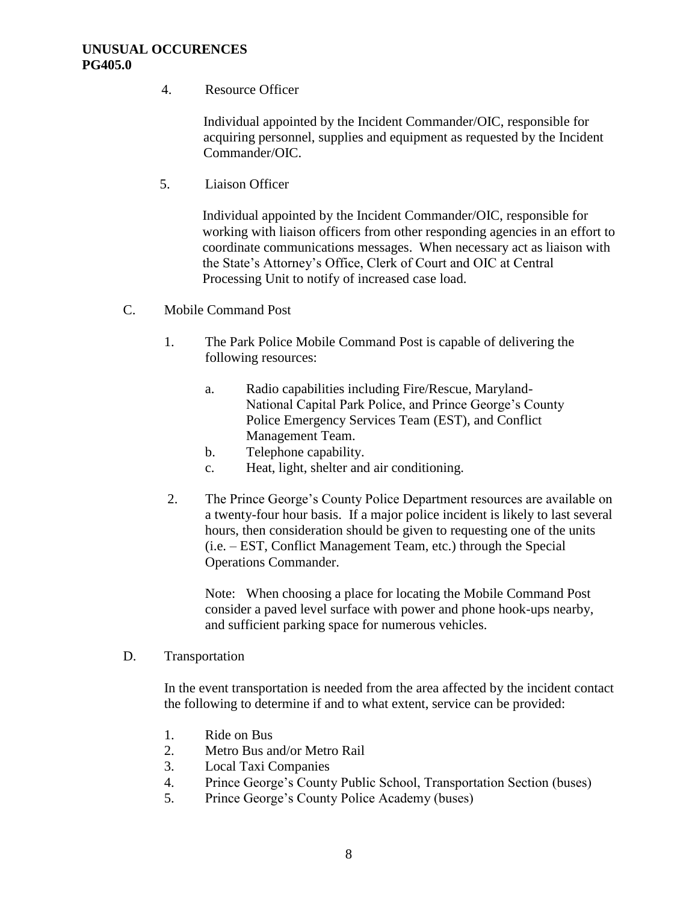4. Resource Officer

   Individual appointed by the Incident Commander/OIC, responsible for acquiring personnel, supplies and equipment as requested by the Incident Commander/OIC.

5. Liaison Officer

   Individual appointed by the Incident Commander/OIC, responsible for working with liaison officers from other responding agencies in an effort to coordinate communications messages. When necessary act as liaison with the State's Attorney's Office, Clerk of Court and OIC at Central Processing Unit to notify of increased case load.

C. Mobile Command Post

1. The Park Police Mobile Command Post is capable of delivering the following resources:

   a. Radio capabilities including Fire/Rescue, Maryland-National Capital Park Police, and Prince George's County Police Emergency Services Team (EST), and Conflict Management Team.
   b. Telephone capability.
   c. Heat, light, shelter and air conditioning.

2. The Prince George's County Police Department resources are available on a twenty-four hour basis. If a major police incident is likely to last several hours, then consideration should be given to requesting one of the units (i.e. – EST, Conflict Management Team, etc.) through the Special Operations Commander.

   Note: When choosing a place for locating the Mobile Command Post consider a paved level surface with power and phone hook-ups nearby, and sufficient parking space for numerous vehicles.

D. Transportation

In the event transportation is needed from the area affected by the incident contact the following to determine if and to what extent, service can be provided:

1. Ride on Bus
2. Metro Bus and/or Metro Rail
3. Local Taxi Companies
4. Prince George's County Public School, Transportation Section (buses)
5. Prince George's County Police Academy (buses)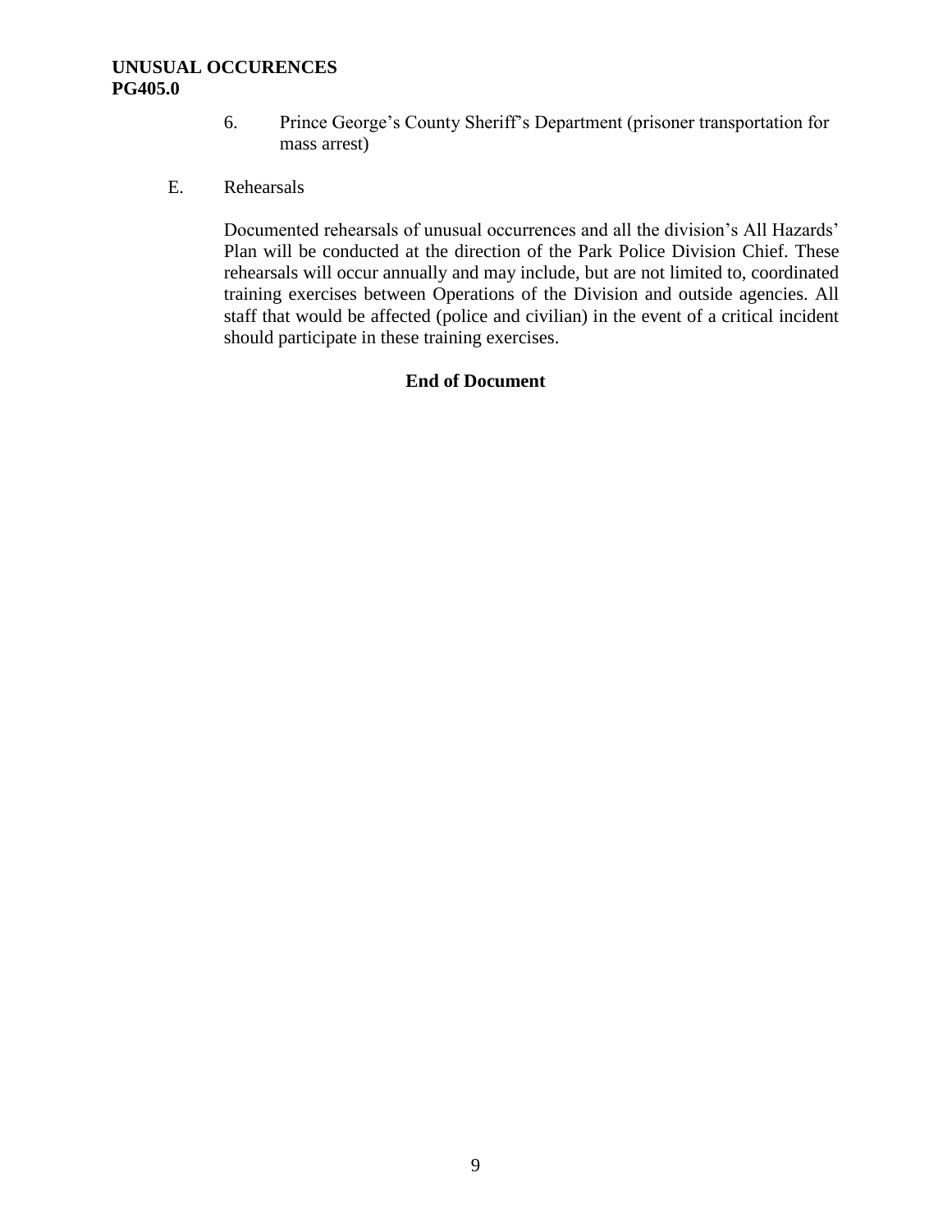6. Prince George's County Sheriff's Department (prisoner transportation for mass arrest)

E. Rehearsals

Documented rehearsals of unusual occurrences and all the division's All Hazards' Plan will be conducted at the direction of the Park Police Division Chief. These rehearsals will occur annually and may include, but are not limited to, coordinated training exercises between Operations of the Division and outside agencies. All staff that would be affected (police and civilian) in the event of a critical incident should participate in these training exercises.

**End of Document**